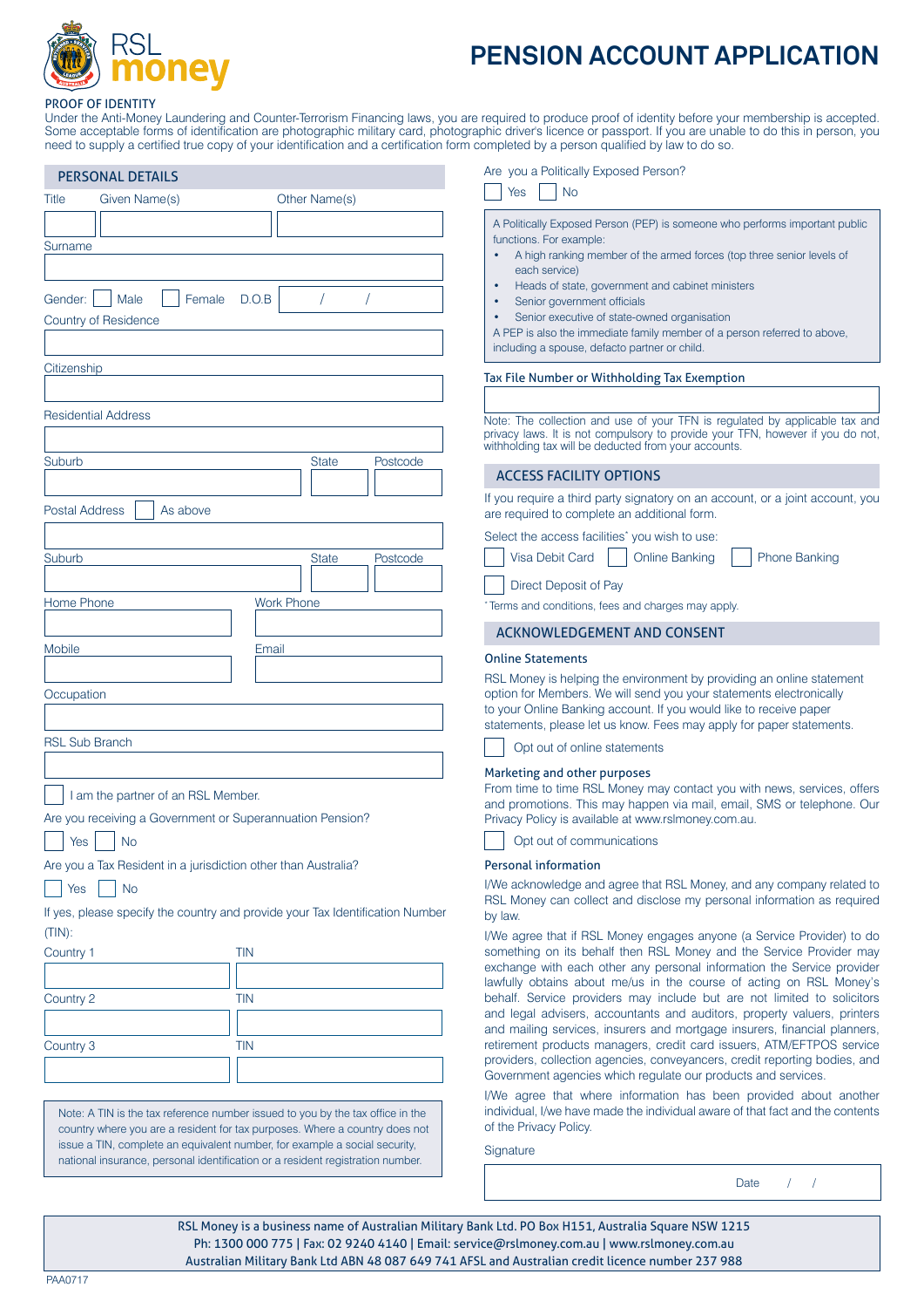# PENSION ACCOUNT APPLICATION

RSL money

PROOF OF IDENTITY

Under the Anti-Money Laundering and Counter-Terrorism Financing laws, you are required to produce proof of identity before your membership is accepted. Some acceptable forms of identification are photographic military card, photographic driver's licence or passport. If you are unable to do this in person, you need to supply a certified true copy of your identification and a certification form completed by a person qualified by law to do so.

## PERSONAL DETAILS

Title Given Name(s) Other Name(s)

Surname

Gender: ☐ Male ☐ Female D.O.B / /

Country of Residence

Citizenship

Residential Address

Suburb State Postcode

Postal Address ☐ As above

Suburb State Postcode

Home Phone Work Phone

Mobile Email

Occupation

RSL Sub Branch

☐ I am the partner of an RSL Member.

Are you receiving a Government or Superannuation Pension?

☐ Yes ☐ No

Are you a Tax Resident in a jurisdiction other than Australia?

☐ Yes ☐ No

If yes, please specify the country and provide your Tax Identification Number (TIN):

| Country | TIN |
|---|---|
| Country 1 | |
| Country 2 | |
| Country 3 | |

Note: A TIN is the tax reference number issued to you by the tax office in the country where you are a resident for tax purposes. Where a country does not issue a TIN, complete an equivalent number, for example a social security, national insurance, personal identification or a resident registration number.

Are you a Politically Exposed Person?

☐ Yes ☐ No

A Politically Exposed Person (PEP) is someone who performs important public functions. For example:

- A high ranking member of the armed forces (top three senior levels of each service)
- Heads of state, government and cabinet ministers
- Senior government officials
- Senior executive of state-owned organisation

A PEP is also the immediate family member of a person referred to above, including a spouse, defacto partner or child.

Tax File Number or Withholding Tax Exemption

Note: The collection and use of your TFN is regulated by applicable tax and privacy laws. It is not compulsory to provide your TFN, however if you do not, withholding tax will be deducted from your accounts.

## ACCESS FACILITY OPTIONS

If you require a third party signatory on an account, or a joint account, you are required to complete an additional form.

Select the access facilities* you wish to use:

☐ Visa Debit Card ☐ Online Banking ☐ Phone Banking

☐ Direct Deposit of Pay

*Terms and conditions, fees and charges may apply.

## ACKNOWLEDGEMENT AND CONSENT

### Online Statements

RSL Money is helping the environment by providing an online statement option for Members. We will send you your statements electronically to your Online Banking account. If you would like to receive paper statements, please let us know. Fees may apply for paper statements.

☐ Opt out of online statements

### Marketing and other purposes

From time to time RSL Money may contact you with news, services, offers and promotions. This may happen via mail, email, SMS or telephone. Our Privacy Policy is available at www.rslmoney.com.au.

☐ Opt out of communications

### Personal information

I/We acknowledge and agree that RSL Money, and any company related to RSL Money can collect and disclose my personal information as required by law.

I/We agree that if RSL Money engages anyone (a Service Provider) to do something on its behalf then RSL Money and the Service Provider may exchange with each other any personal information the Service provider lawfully obtains about me/us in the course of acting on RSL Money's behalf. Service providers may include but are not limited to solicitors and legal advisers, accountants and auditors, property valuers, printers and mailing services, insurers and mortgage insurers, financial planners, retirement products managers, credit card issuers, ATM/EFTPOS service providers, collection agencies, conveyancers, credit reporting bodies, and Government agencies which regulate our products and services.

I/We agree that where information has been provided about another individual, I/we have made the individual aware of that fact and the contents of the Privacy Policy.

Signature

Date / /

RSL Money is a business name of Australian Military Bank Ltd. PO Box H151, Australia Square NSW 1215
Ph: 1300 000 775 | Fax: 02 9240 4140 | Email: service@rslmoney.com.au | www.rslmoney.com.au
Australian Military Bank Ltd ABN 48 087 649 741 AFSL and Australian credit licence number 237 988

PAA0717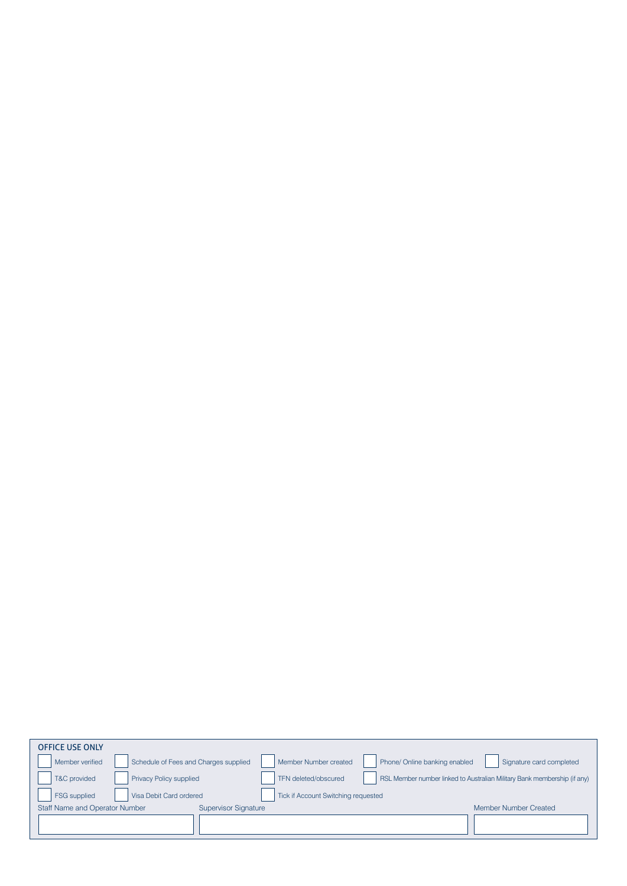## OFFICE USE ONLY

- [ ] Member verified
- [ ] Schedule of Fees and Charges supplied
- [ ] Member Number created
- [ ] Phone/ Online banking enabled
- [ ] Signature card completed
- [ ] T&C provided
- [ ] Privacy Policy supplied
- [ ] TFN deleted/obscured
- [ ] RSL Member number linked to Australian Military Bank membership (if any)
- [ ] FSG supplied
- [ ] Visa Debit Card ordered
- [ ] Tick if Account Switching requested

| Staff Name and Operator Number | Supervisor Signature | Member Number Created |
|---|---|---|
| | | |